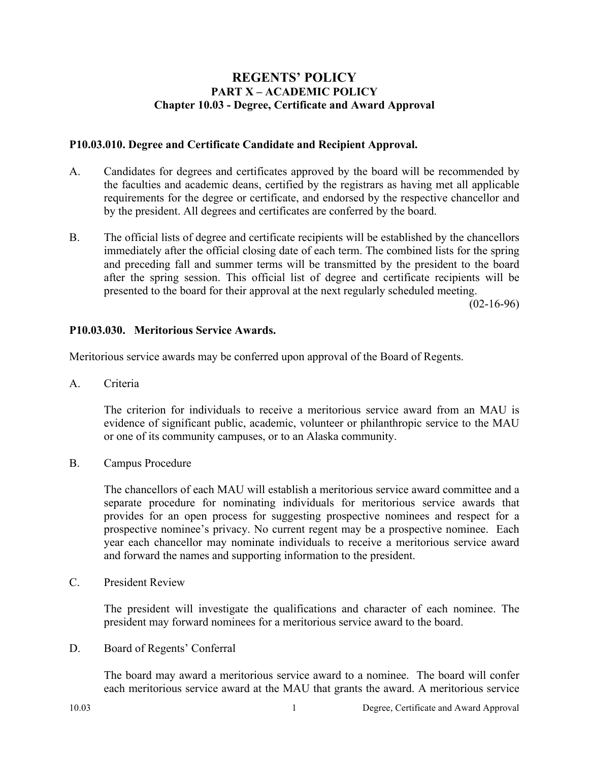# REGENTS' POLICY
## PART X – ACADEMIC POLICY
## Chapter 10.03 - Degree, Certificate and Award Approval

### P10.03.010. Degree and Certificate Candidate and Recipient Approval.

A. Candidates for degrees and certificates approved by the board will be recommended by the faculties and academic deans, certified by the registrars as having met all applicable requirements for the degree or certificate, and endorsed by the respective chancellor and by the president. All degrees and certificates are conferred by the board.

B. The official lists of degree and certificate recipients will be established by the chancellors immediately after the official closing date of each term. The combined lists for the spring and preceding fall and summer terms will be transmitted by the president to the board after the spring session. This official list of degree and certificate recipients will be presented to the board for their approval at the next regularly scheduled meeting.

(02-16-96)

### P10.03.030. Meritorious Service Awards.

Meritorious service awards may be conferred upon approval of the Board of Regents.

A. Criteria

The criterion for individuals to receive a meritorious service award from an MAU is evidence of significant public, academic, volunteer or philanthropic service to the MAU or one of its community campuses, or to an Alaska community.

B. Campus Procedure

The chancellors of each MAU will establish a meritorious service award committee and a separate procedure for nominating individuals for meritorious service awards that provides for an open process for suggesting prospective nominees and respect for a prospective nominee's privacy. No current regent may be a prospective nominee. Each year each chancellor may nominate individuals to receive a meritorious service award and forward the names and supporting information to the president.

C. President Review

The president will investigate the qualifications and character of each nominee. The president may forward nominees for a meritorious service award to the board.

D. Board of Regents' Conferral

The board may award a meritorious service award to a nominee. The board will confer each meritorious service award at the MAU that grants the award. A meritorious service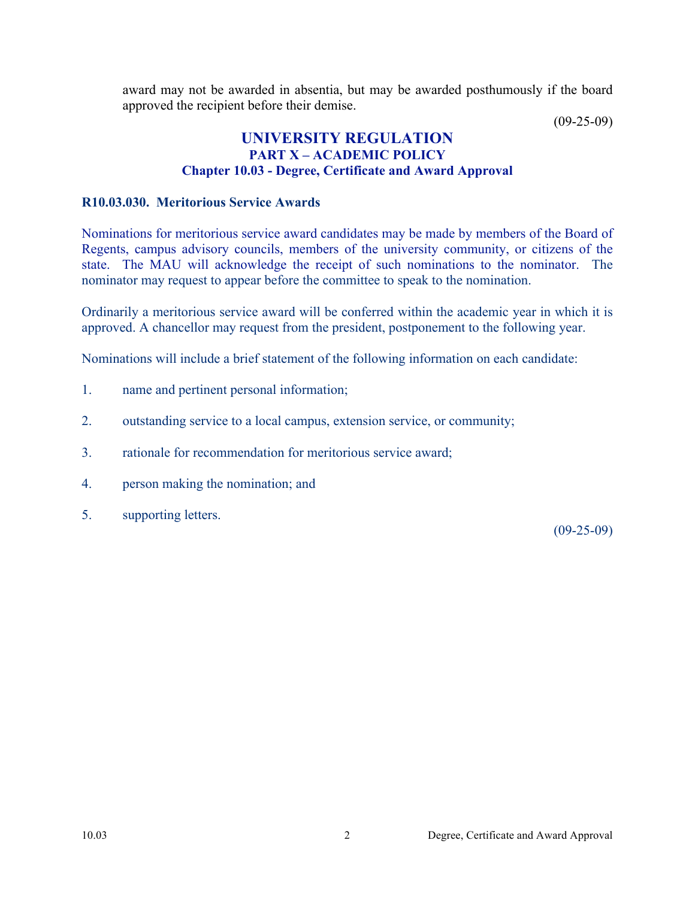award may not be awarded in absentia, but may be awarded posthumously if the board approved the recipient before their demise.

(09-25-09)

# UNIVERSITY REGULATION
## PART X – ACADEMIC POLICY
### Chapter 10.03 - Degree, Certificate and Award Approval

**R10.03.030. Meritorious Service Awards**

Nominations for meritorious service award candidates may be made by members of the Board of Regents, campus advisory councils, members of the university community, or citizens of the state. The MAU will acknowledge the receipt of such nominations to the nominator. The nominator may request to appear before the committee to speak to the nomination.

Ordinarily a meritorious service award will be conferred within the academic year in which it is approved. A chancellor may request from the president, postponement to the following year.

Nominations will include a brief statement of the following information on each candidate:

1. name and pertinent personal information;
2. outstanding service to a local campus, extension service, or community;
3. rationale for recommendation for meritorious service award;
4. person making the nomination; and
5. supporting letters.

(09-25-09)